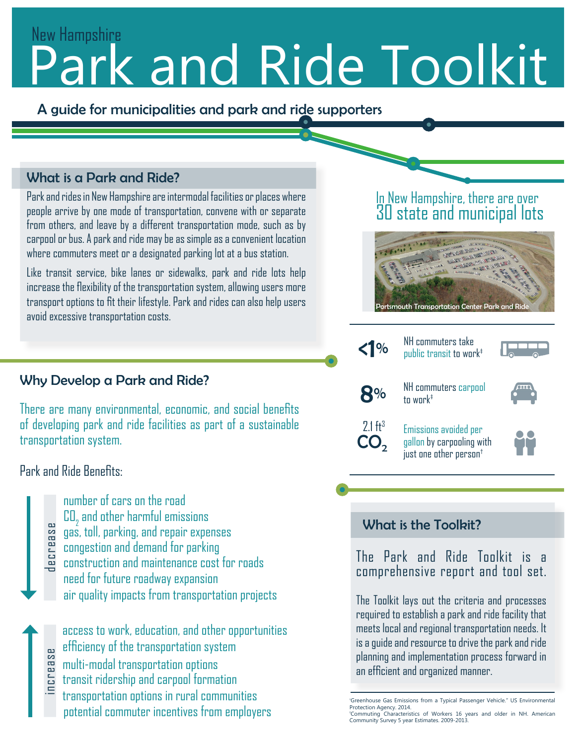New Hampshire

# Park and Ride Toolkit

A guide for municipalities and park and ride supporters

## What is a Park and Ride?

Park and rides in New Hampshire are intermodal facilities or places where people arrive by one mode of transportation, convene with or separate from others, and leave by a different transportation mode, such as by carpool or bus. A park and ride may be as simple as a convenient location where commuters meet or a designated parking lot at a bus station.

Like transit service, bike lanes or sidewalks, park and ride lots help increase the flexibility of the transportation system, allowing users more transport options to fit their lifestyle. Park and rides can also help users avoid excessive transportation costs.

In New Hampshire, there are over 30 state and municipal lots

Portsmouth Transportation Center Park and Ride

**<1%** NH commuters take public transit to work‡

**8%** NH commuters carpool to work‡

**2.1 ft³ $CO_2$** Emissions avoided per gallon by carpooling with just one other person†

## Why Develop a Park and Ride?

There are many environmental, economic, and social benefits of developing park and ride facilities as part of a sustainable transportation system.

Park and Ride Benefits:

**decrease**

- number of cars on the road
- $CO_2$ and other harmful emissions
- gas, toll, parking, and repair expenses
- congestion and demand for parking
- construction and maintenance cost for roads
- need for future roadway expansion
- air quality impacts from transportation projects

**increase**

- access to work, education, and other opportunities
- efficiency of the transportation system
- multi-modal transportation options
- transit ridership and carpool formation
- transportation options in rural communities
- potential commuter incentives from employers

## What is the Toolkit?

The Park and Ride Toolkit is a comprehensive report and tool set.

The Toolkit lays out the criteria and processes required to establish a park and ride facility that meets local and regional transportation needs. It is a guide and resource to drive the park and ride planning and implementation process forward in an efficient and organized manner.

†Greenhouse Gas Emissions from a Typical Passenger Vehicle." US Environmental Protection Agency. 2014.
‡Commuting Characteristics of Workers 16 years and older in NH. American Community Survey 5 year Estimates. 2009-2013.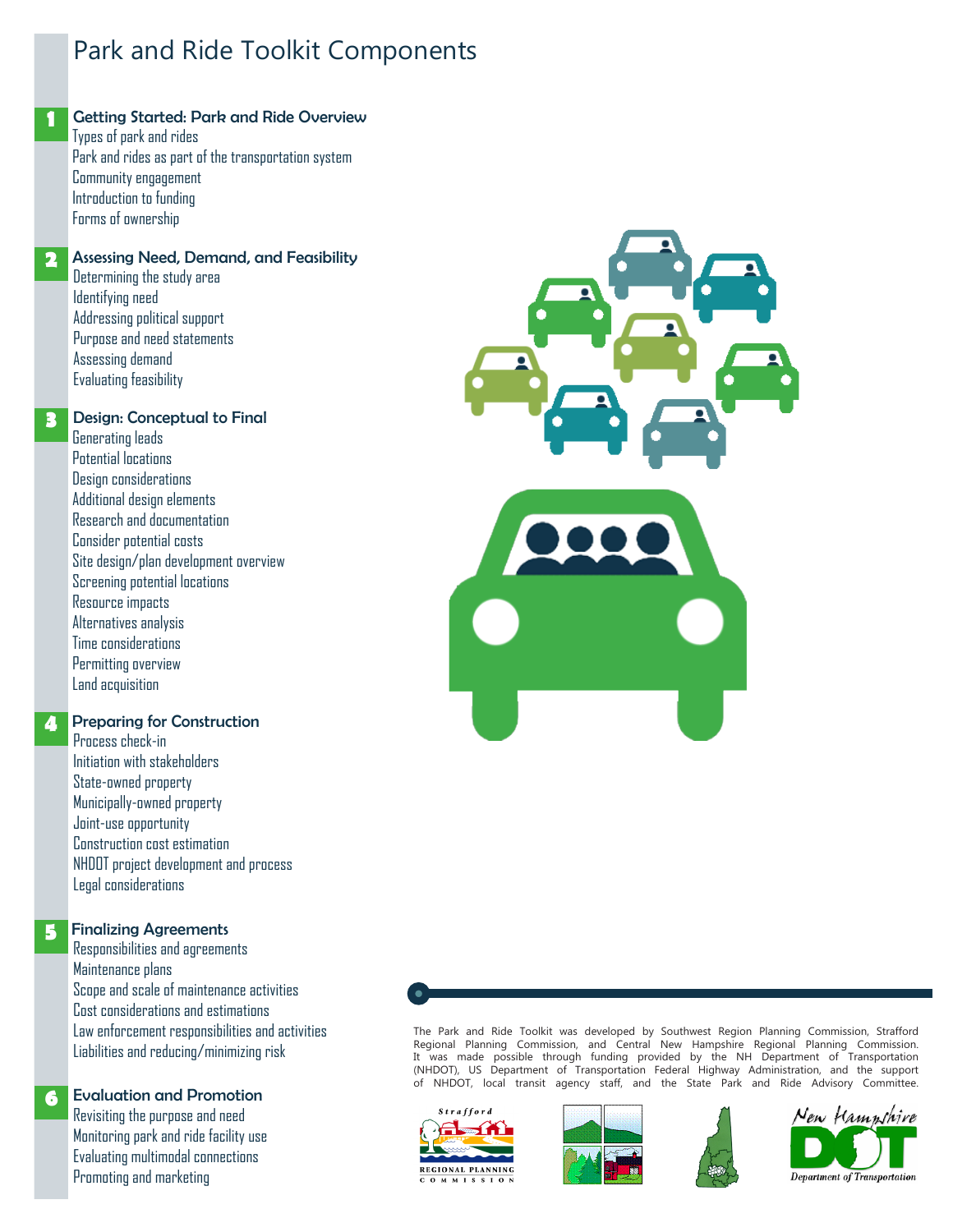# Park and Ride Toolkit Components

## 1 Getting Started: Park and Ride Overview

- Types of park and rides
- Park and rides as part of the transportation system
- Community engagement
- Introduction to funding
- Forms of ownership

## 2 Assessing Need, Demand, and Feasibility

- Determining the study area
- Identifying need
- Addressing political support
- Purpose and need statements
- Assessing demand
- Evaluating feasibility

## 3 Design: Conceptual to Final

- Generating leads
- Potential locations
- Design considerations
- Additional design elements
- Research and documentation
- Consider potential costs
- Site design/plan development overview
- Screening potential locations
- Resource impacts
- Alternatives analysis
- Time considerations
- Permitting overview
- Land acquisition

## 4 Preparing for Construction

- Process check-in
- Initiation with stakeholders
- State-owned property
- Municipally-owned property
- Joint-use opportunity
- Construction cost estimation
- NHDOT project development and process
- Legal considerations

## 5 Finalizing Agreements

- Responsibilities and agreements
- Maintenance plans
- Scope and scale of maintenance activities
- Cost considerations and estimations
- Law enforcement responsibilities and activities
- Liabilities and reducing/minimizing risk

## 6 Evaluation and Promotion

- Revisiting the purpose and need
- Monitoring park and ride facility use
- Evaluating multimodal connections
- Promoting and marketing

The Park and Ride Toolkit was developed by Southwest Region Planning Commission, Strafford Regional Planning Commission, and Central New Hampshire Regional Planning Commission. It was made possible through funding provided by the NH Department of Transportation (NHDOT), US Department of Transportation Federal Highway Administration, and the support of NHDOT, local transit agency staff, and the State Park and Ride Advisory Committee.

Strafford Regional Planning Commission

New Hampshire DOT Department of Transportation